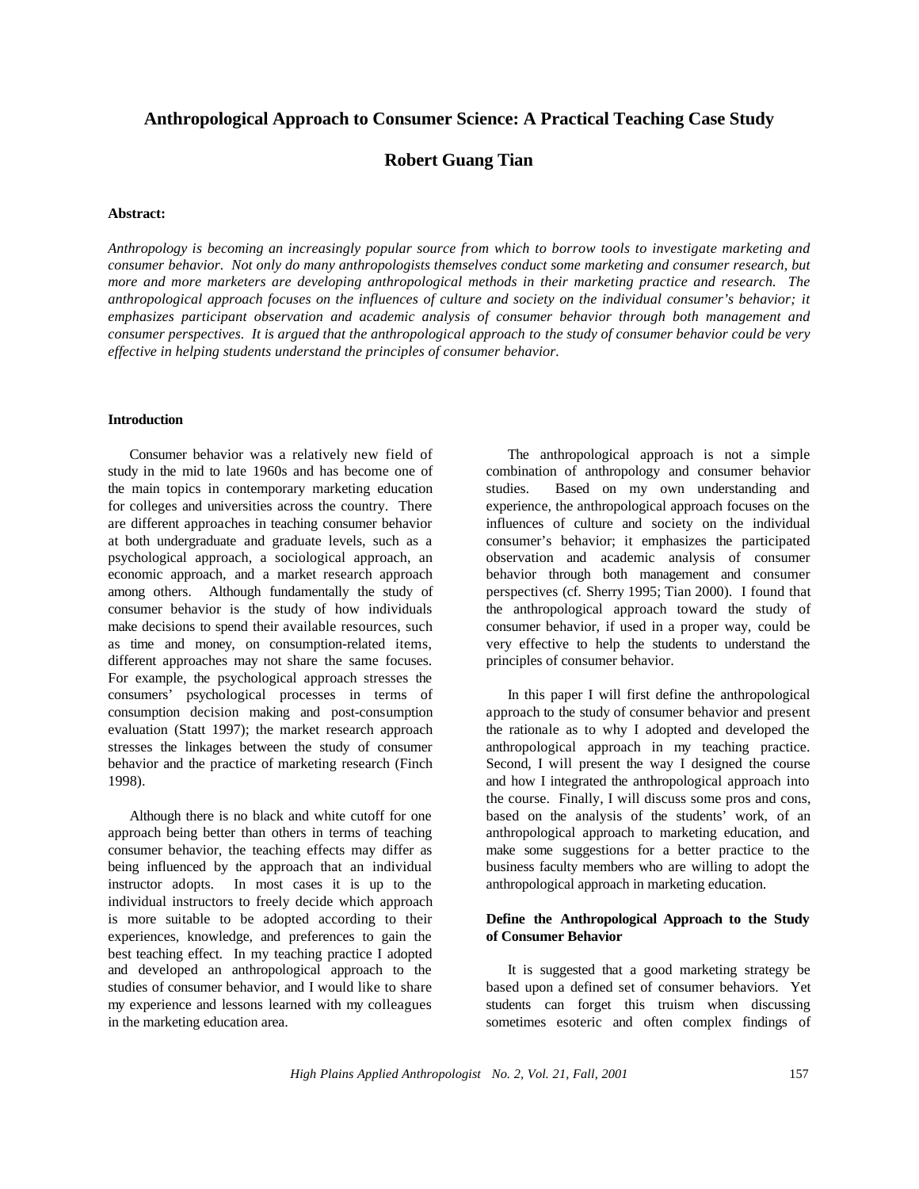# Anthropological Approach to Consumer Science: A Practical Teaching Case Study

## Robert Guang Tian

**Abstract:**

*Anthropology is becoming an increasingly popular source from which to borrow tools to investigate marketing and consumer behavior. Not only do many anthropologists themselves conduct some marketing and consumer research, but more and more marketers are developing anthropological methods in their marketing practice and research. The anthropological approach focuses on the influences of culture and society on the individual consumer's behavior; it emphasizes participant observation and academic analysis of consumer behavior through both management and consumer perspectives. It is argued that the anthropological approach to the study of consumer behavior could be very effective in helping students understand the principles of consumer behavior.*

**Introduction**

Consumer behavior was a relatively new field of study in the mid to late 1960s and has become one of the main topics in contemporary marketing education for colleges and universities across the country. There are different approaches in teaching consumer behavior at both undergraduate and graduate levels, such as a psychological approach, a sociological approach, an economic approach, and a market research approach among others. Although fundamentally the study of consumer behavior is the study of how individuals make decisions to spend their available resources, such as time and money, on consumption-related items, different approaches may not share the same focuses. For example, the psychological approach stresses the consumers' psychological processes in terms of consumption decision making and post-consumption evaluation (Statt 1997); the market research approach stresses the linkages between the study of consumer behavior and the practice of marketing research (Finch 1998).

Although there is no black and white cutoff for one approach being better than others in terms of teaching consumer behavior, the teaching effects may differ as being influenced by the approach that an individual instructor adopts. In most cases it is up to the individual instructors to freely decide which approach is more suitable to be adopted according to their experiences, knowledge, and preferences to gain the best teaching effect. In my teaching practice I adopted and developed an anthropological approach to the studies of consumer behavior, and I would like to share my experience and lessons learned with my colleagues in the marketing education area.

The anthropological approach is not a simple combination of anthropology and consumer behavior studies. Based on my own understanding and experience, the anthropological approach focuses on the influences of culture and society on the individual consumer's behavior; it emphasizes the participated observation and academic analysis of consumer behavior through both management and consumer perspectives (cf. Sherry 1995; Tian 2000). I found that the anthropological approach toward the study of consumer behavior, if used in a proper way, could be very effective to help the students to understand the principles of consumer behavior.

In this paper I will first define the anthropological approach to the study of consumer behavior and present the rationale as to why I adopted and developed the anthropological approach in my teaching practice. Second, I will present the way I designed the course and how I integrated the anthropological approach into the course. Finally, I will discuss some pros and cons, based on the analysis of the students' work, of an anthropological approach to marketing education, and make some suggestions for a better practice to the business faculty members who are willing to adopt the anthropological approach in marketing education.

**Define the Anthropological Approach to the Study of Consumer Behavior**

It is suggested that a good marketing strategy be based upon a defined set of consumer behaviors. Yet students can forget this truism when discussing sometimes esoteric and often complex findings of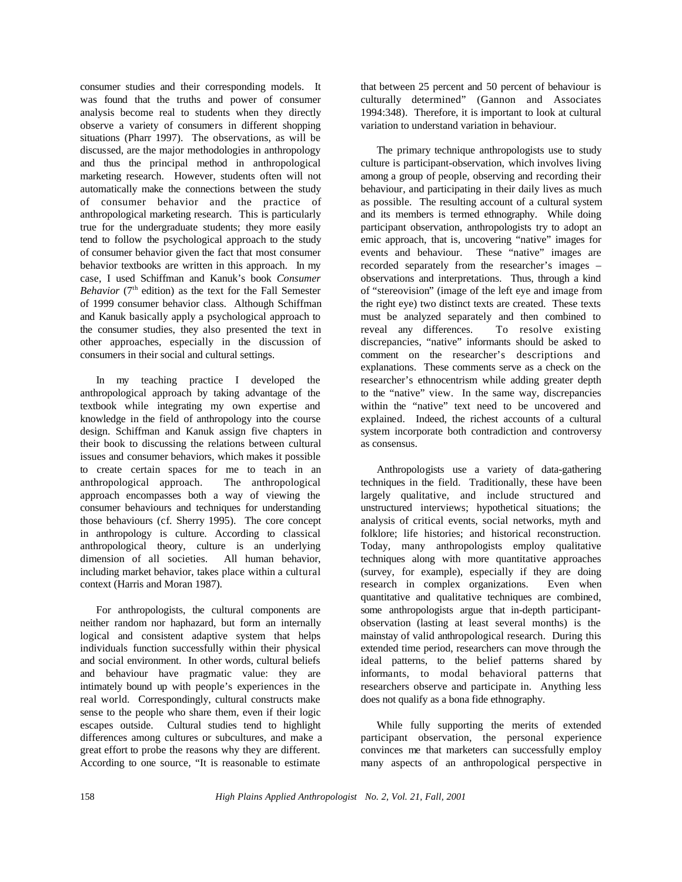consumer studies and their corresponding models. It was found that the truths and power of consumer analysis become real to students when they directly observe a variety of consumers in different shopping situations (Pharr 1997). The observations, as will be discussed, are the major methodologies in anthropology and thus the principal method in anthropological marketing research. However, students often will not automatically make the connections between the study of consumer behavior and the practice of anthropological marketing research. This is particularly true for the undergraduate students; they more easily tend to follow the psychological approach to the study of consumer behavior given the fact that most consumer behavior textbooks are written in this approach. In my case, I used Schiffman and Kanuk's book *Consumer Behavior* (7th edition) as the text for the Fall Semester of 1999 consumer behavior class. Although Schiffman and Kanuk basically apply a psychological approach to the consumer studies, they also presented the text in other approaches, especially in the discussion of consumers in their social and cultural settings.

In my teaching practice I developed the anthropological approach by taking advantage of the textbook while integrating my own expertise and knowledge in the field of anthropology into the course design. Schiffman and Kanuk assign five chapters in their book to discussing the relations between cultural issues and consumer behaviors, which makes it possible to create certain spaces for me to teach in an anthropological approach. The anthropological approach encompasses both a way of viewing the consumer behaviours and techniques for understanding those behaviours (cf. Sherry 1995). The core concept in anthropology is culture. According to classical anthropological theory, culture is an underlying dimension of all societies. All human behavior, including market behavior, takes place within a cultural context (Harris and Moran 1987).

For anthropologists, the cultural components are neither random nor haphazard, but form an internally logical and consistent adaptive system that helps individuals function successfully within their physical and social environment. In other words, cultural beliefs and behaviour have pragmatic value: they are intimately bound up with people's experiences in the real world. Correspondingly, cultural constructs make sense to the people who share them, even if their logic escapes outside. Cultural studies tend to highlight differences among cultures or subcultures, and make a great effort to probe the reasons why they are different. According to one source, "It is reasonable to estimate that between 25 percent and 50 percent of behaviour is culturally determined" (Gannon and Associates 1994:348). Therefore, it is important to look at cultural variation to understand variation in behaviour.

The primary technique anthropologists use to study culture is participant-observation, which involves living among a group of people, observing and recording their behaviour, and participating in their daily lives as much as possible. The resulting account of a cultural system and its members is termed ethnography. While doing participant observation, anthropologists try to adopt an emic approach, that is, uncovering "native" images for events and behaviour. These "native" images are recorded separately from the researcher's images – observations and interpretations. Thus, through a kind of "stereovision" (image of the left eye and image from the right eye) two distinct texts are created. These texts must be analyzed separately and then combined to reveal any differences. To resolve existing discrepancies, "native" informants should be asked to comment on the researcher's descriptions and explanations. These comments serve as a check on the researcher's ethnocentrism while adding greater depth to the "native" view. In the same way, discrepancies within the "native" text need to be uncovered and explained. Indeed, the richest accounts of a cultural system incorporate both contradiction and controversy as consensus.

Anthropologists use a variety of data-gathering techniques in the field. Traditionally, these have been largely qualitative, and include structured and unstructured interviews; hypothetical situations; the analysis of critical events, social networks, myth and folklore; life histories; and historical reconstruction. Today, many anthropologists employ qualitative techniques along with more quantitative approaches (survey, for example), especially if they are doing research in complex organizations. Even when quantitative and qualitative techniques are combined, some anthropologists argue that in-depth participant-observation (lasting at least several months) is the mainstay of valid anthropological research. During this extended time period, researchers can move through the ideal patterns, to the belief patterns shared by informants, to modal behavioral patterns that researchers observe and participate in. Anything less does not qualify as a bona fide ethnography.

While fully supporting the merits of extended participant observation, the personal experience convinces me that marketers can successfully employ many aspects of an anthropological perspective in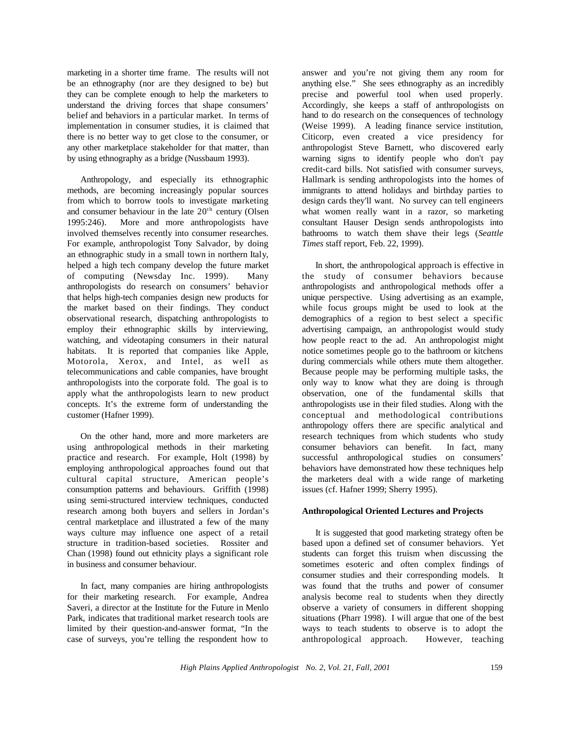marketing in a shorter time frame. The results will not be an ethnography (nor are they designed to be) but they can be complete enough to help the marketers to understand the driving forces that shape consumers' belief and behaviors in a particular market. In terms of implementation in consumer studies, it is claimed that there is no better way to get close to the consumer, or any other marketplace stakeholder for that matter, than by using ethnography as a bridge (Nussbaum 1993).

Anthropology, and especially its ethnographic methods, are becoming increasingly popular sources from which to borrow tools to investigate marketing and consumer behaviour in the late 20th century (Olsen 1995:246). More and more anthropologists have involved themselves recently into consumer researches. For example, anthropologist Tony Salvador, by doing an ethnographic study in a small town in northern Italy, helped a high tech company develop the future market of computing (Newsday Inc. 1999). Many anthropologists do research on consumers' behavior that helps high-tech companies design new products for the market based on their findings. They conduct observational research, dispatching anthropologists to employ their ethnographic skills by interviewing, watching, and videotaping consumers in their natural habitats. It is reported that companies like Apple, Motorola, Xerox, and Intel, as well as telecommunications and cable companies, have brought anthropologists into the corporate fold. The goal is to apply what the anthropologists learn to new product concepts. It's the extreme form of understanding the customer (Hafner 1999).

On the other hand, more and more marketers are using anthropological methods in their marketing practice and research. For example, Holt (1998) by employing anthropological approaches found out that cultural capital structure, American people's consumption patterns and behaviours. Griffith (1998) using semi-structured interview techniques, conducted research among both buyers and sellers in Jordan's central marketplace and illustrated a few of the many ways culture may influence one aspect of a retail structure in tradition-based societies. Rossiter and Chan (1998) found out ethnicity plays a significant role in business and consumer behaviour.

In fact, many companies are hiring anthropologists for their marketing research. For example, Andrea Saveri, a director at the Institute for the Future in Menlo Park, indicates that traditional market research tools are limited by their question-and-answer format, "In the case of surveys, you're telling the respondent how to answer and you're not giving them any room for anything else." She sees ethnography as an incredibly precise and powerful tool when used properly. Accordingly, she keeps a staff of anthropologists on hand to do research on the consequences of technology (Weise 1999). A leading finance service institution, Citicorp, even created a vice presidency for anthropologist Steve Barnett, who discovered early warning signs to identify people who don't pay credit-card bills. Not satisfied with consumer surveys, Hallmark is sending anthropologists into the homes of immigrants to attend holidays and birthday parties to design cards they'll want. No survey can tell engineers what women really want in a razor, so marketing consultant Hauser Design sends anthropologists into bathrooms to watch them shave their legs (*Seattle Times* staff report, Feb. 22, 1999).

In short, the anthropological approach is effective in the study of consumer behaviors because anthropologists and anthropological methods offer a unique perspective. Using advertising as an example, while focus groups might be used to look at the demographics of a region to best select a specific advertising campaign, an anthropologist would study how people react to the ad. An anthropologist might notice sometimes people go to the bathroom or kitchens during commercials while others mute them altogether. Because people may be performing multiple tasks, the only way to know what they are doing is through observation, one of the fundamental skills that anthropologists use in their filed studies. Along with the conceptual and methodological contributions anthropology offers there are specific analytical and research techniques from which students who study consumer behaviors can benefit. In fact, many successful anthropological studies on consumers' behaviors have demonstrated how these techniques help the marketers deal with a wide range of marketing issues (cf. Hafner 1999; Sherry 1995).

**Anthropological Oriented Lectures and Projects**

It is suggested that good marketing strategy often be based upon a defined set of consumer behaviors. Yet students can forget this truism when discussing the sometimes esoteric and often complex findings of consumer studies and their corresponding models. It was found that the truths and power of consumer analysis become real to students when they directly observe a variety of consumers in different shopping situations (Pharr 1998). I will argue that one of the best ways to teach students to observe is to adopt the anthropological approach. However, teaching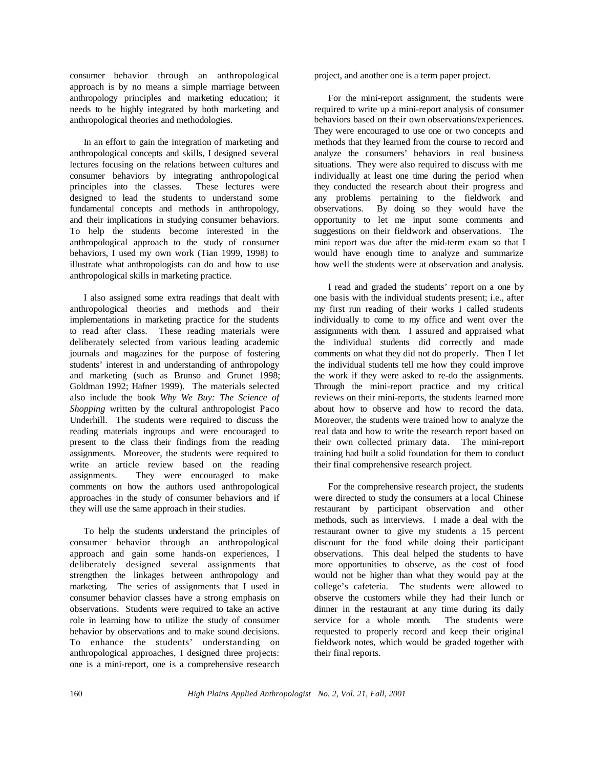consumer behavior through an anthropological approach is by no means a simple marriage between anthropology principles and marketing education; it needs to be highly integrated by both marketing and anthropological theories and methodologies.

In an effort to gain the integration of marketing and anthropological concepts and skills, I designed several lectures focusing on the relations between cultures and consumer behaviors by integrating anthropological principles into the classes. These lectures were designed to lead the students to understand some fundamental concepts and methods in anthropology, and their implications in studying consumer behaviors. To help the students become interested in the anthropological approach to the study of consumer behaviors, I used my own work (Tian 1999, 1998) to illustrate what anthropologists can do and how to use anthropological skills in marketing practice.

I also assigned some extra readings that dealt with anthropological theories and methods and their implementations in marketing practice for the students to read after class. These reading materials were deliberately selected from various leading academic journals and magazines for the purpose of fostering students' interest in and understanding of anthropology and marketing (such as Brunso and Grunet 1998; Goldman 1992; Hafner 1999). The materials selected also include the book *Why We Buy: The Science of Shopping* written by the cultural anthropologist Paco Underhill. The students were required to discuss the reading materials ingroups and were encouraged to present to the class their findings from the reading assignments. Moreover, the students were required to write an article review based on the reading assignments. They were encouraged to make comments on how the authors used anthropological approaches in the study of consumer behaviors and if they will use the same approach in their studies.

To help the students understand the principles of consumer behavior through an anthropological approach and gain some hands-on experiences, I deliberately designed several assignments that strengthen the linkages between anthropology and marketing. The series of assignments that I used in consumer behavior classes have a strong emphasis on observations. Students were required to take an active role in learning how to utilize the study of consumer behavior by observations and to make sound decisions. To enhance the students' understanding on anthropological approaches, I designed three projects: one is a mini-report, one is a comprehensive research project, and another one is a term paper project.

For the mini-report assignment, the students were required to write up a mini-report analysis of consumer behaviors based on their own observations/experiences. They were encouraged to use one or two concepts and methods that they learned from the course to record and analyze the consumers' behaviors in real business situations. They were also required to discuss with me individually at least one time during the period when they conducted the research about their progress and any problems pertaining to the fieldwork and observations. By doing so they would have the opportunity to let me input some comments and suggestions on their fieldwork and observations. The mini report was due after the mid-term exam so that I would have enough time to analyze and summarize how well the students were at observation and analysis.

I read and graded the students' report on a one by one basis with the individual students present; i.e., after my first run reading of their works I called students individually to come to my office and went over the assignments with them. I assured and appraised what the individual students did correctly and made comments on what they did not do properly. Then I let the individual students tell me how they could improve the work if they were asked to re-do the assignments. Through the mini-report practice and my critical reviews on their mini-reports, the students learned more about how to observe and how to record the data. Moreover, the students were trained how to analyze the real data and how to write the research report based on their own collected primary data. The mini-report training had built a solid foundation for them to conduct their final comprehensive research project.

For the comprehensive research project, the students were directed to study the consumers at a local Chinese restaurant by participant observation and other methods, such as interviews. I made a deal with the restaurant owner to give my students a 15 percent discount for the food while doing their participant observations. This deal helped the students to have more opportunities to observe, as the cost of food would not be higher than what they would pay at the college's cafeteria. The students were allowed to observe the customers while they had their lunch or dinner in the restaurant at any time during its daily service for a whole month. The students were requested to properly record and keep their original fieldwork notes, which would be graded together with their final reports.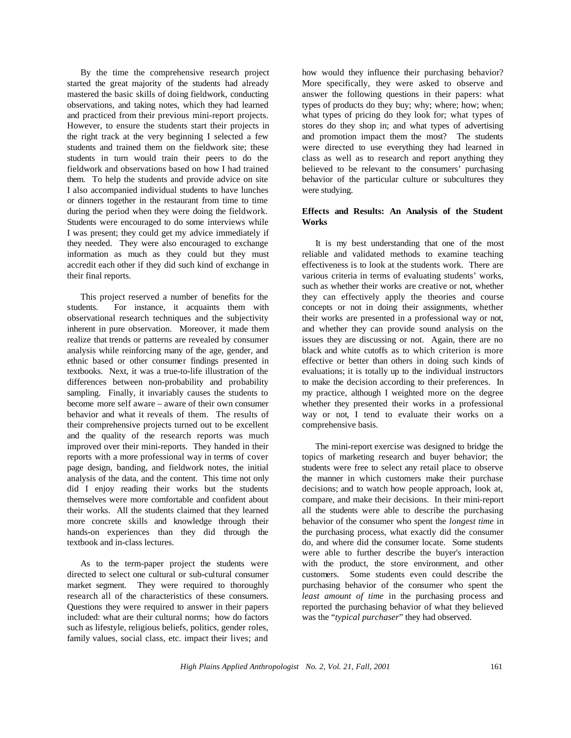By the time the comprehensive research project started the great majority of the students had already mastered the basic skills of doing fieldwork, conducting observations, and taking notes, which they had learned and practiced from their previous mini-report projects. However, to ensure the students start their projects in the right track at the very beginning I selected a few students and trained them on the fieldwork site; these students in turn would train their peers to do the fieldwork and observations based on how I had trained them. To help the students and provide advice on site I also accompanied individual students to have lunches or dinners together in the restaurant from time to time during the period when they were doing the fieldwork. Students were encouraged to do some interviews while I was present; they could get my advice immediately if they needed. They were also encouraged to exchange information as much as they could but they must accredit each other if they did such kind of exchange in their final reports.

This project reserved a number of benefits for the students. For instance, it acquaints them with observational research techniques and the subjectivity inherent in pure observation. Moreover, it made them realize that trends or patterns are revealed by consumer analysis while reinforcing many of the age, gender, and ethnic based or other consumer findings presented in textbooks. Next, it was a true-to-life illustration of the differences between non-probability and probability sampling. Finally, it invariably causes the students to become more self aware – aware of their own consumer behavior and what it reveals of them. The results of their comprehensive projects turned out to be excellent and the quality of the research reports was much improved over their mini-reports. They handed in their reports with a more professional way in terms of cover page design, banding, and fieldwork notes, the initial analysis of the data, and the content. This time not only did I enjoy reading their works but the students themselves were more comfortable and confident about their works. All the students claimed that they learned more concrete skills and knowledge through their hands-on experiences than they did through the textbook and in-class lectures.

As to the term-paper project the students were directed to select one cultural or sub-cultural consumer market segment. They were required to thoroughly research all of the characteristics of these consumers. Questions they were required to answer in their papers included: what are their cultural norms; how do factors such as lifestyle, religious beliefs, politics, gender roles, family values, social class, etc. impact their lives; and how would they influence their purchasing behavior? More specifically, they were asked to observe and answer the following questions in their papers: what types of products do they buy; why; where; how; when; what types of pricing do they look for; what types of stores do they shop in; and what types of advertising and promotion impact them the most? The students were directed to use everything they had learned in class as well as to research and report anything they believed to be relevant to the consumers' purchasing behavior of the particular culture or subcultures they were studying.

**Effects and Results: An Analysis of the Student Works**

It is my best understanding that one of the most reliable and validated methods to examine teaching effectiveness is to look at the students work. There are various criteria in terms of evaluating students' works, such as whether their works are creative or not, whether they can effectively apply the theories and course concepts or not in doing their assignments, whether their works are presented in a professional way or not, and whether they can provide sound analysis on the issues they are discussing or not. Again, there are no black and white cutoffs as to which criterion is more effective or better than others in doing such kinds of evaluations; it is totally up to the individual instructors to make the decision according to their preferences. In my practice, although I weighted more on the degree whether they presented their works in a professional way or not, I tend to evaluate their works on a comprehensive basis.

The mini-report exercise was designed to bridge the topics of marketing research and buyer behavior; the students were free to select any retail place to observe the manner in which customers make their purchase decisions; and to watch how people approach, look at, compare, and make their decisions. In their mini-report all the students were able to describe the purchasing behavior of the consumer who spent the *longest time* in the purchasing process, what exactly did the consumer do, and where did the consumer locate. Some students were able to further describe the buyer's interaction with the product, the store environment, and other customers. Some students even could describe the purchasing behavior of the consumer who spent the *least amount of time* in the purchasing process and reported the purchasing behavior of what they believed was the "*typical purchaser*" they had observed.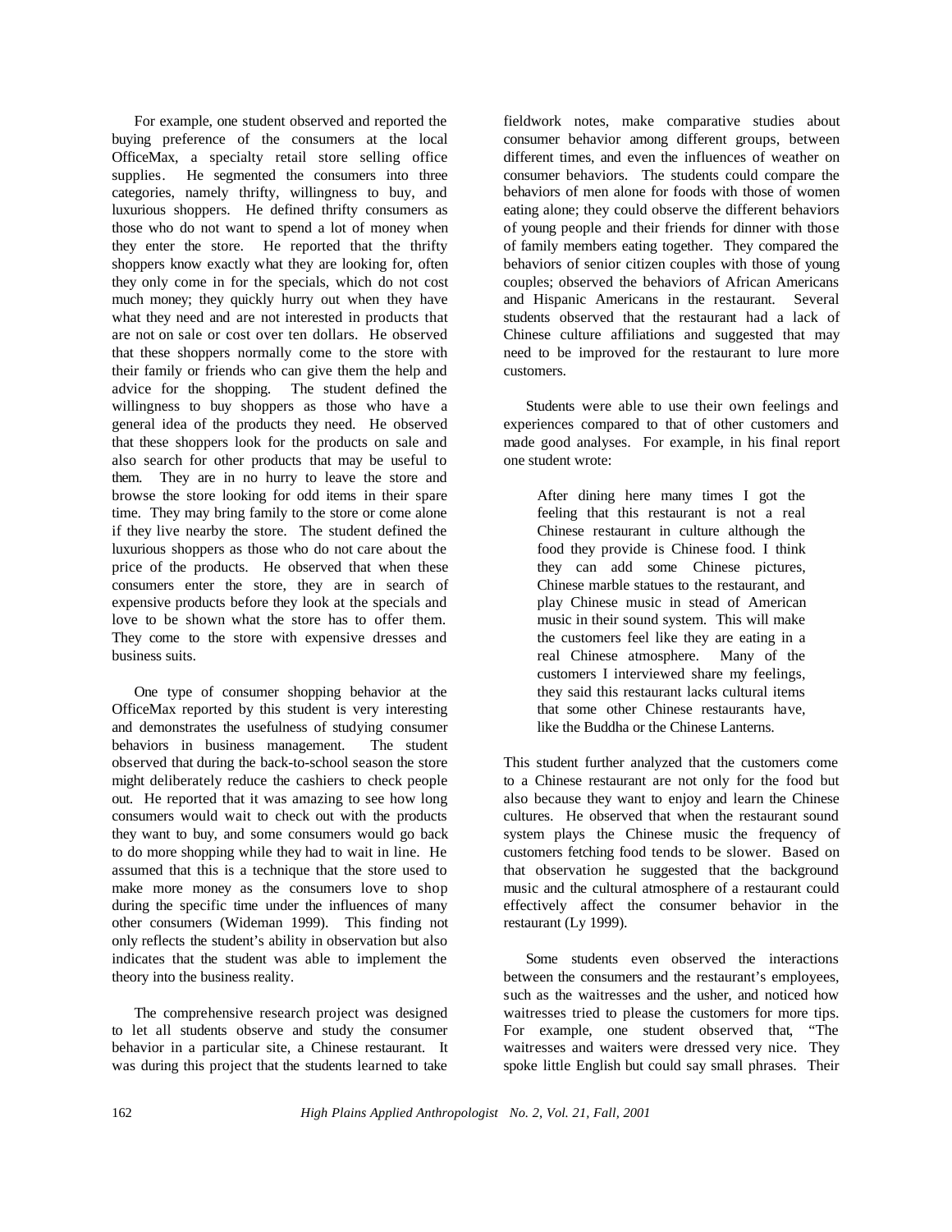For example, one student observed and reported the buying preference of the consumers at the local OfficeMax, a specialty retail store selling office supplies. He segmented the consumers into three categories, namely thrifty, willingness to buy, and luxurious shoppers. He defined thrifty consumers as those who do not want to spend a lot of money when they enter the store. He reported that the thrifty shoppers know exactly what they are looking for, often they only come in for the specials, which do not cost much money; they quickly hurry out when they have what they need and are not interested in products that are not on sale or cost over ten dollars. He observed that these shoppers normally come to the store with their family or friends who can give them the help and advice for the shopping. The student defined the willingness to buy shoppers as those who have a general idea of the products they need. He observed that these shoppers look for the products on sale and also search for other products that may be useful to them. They are in no hurry to leave the store and browse the store looking for odd items in their spare time. They may bring family to the store or come alone if they live nearby the store. The student defined the luxurious shoppers as those who do not care about the price of the products. He observed that when these consumers enter the store, they are in search of expensive products before they look at the specials and love to be shown what the store has to offer them. They come to the store with expensive dresses and business suits.

One type of consumer shopping behavior at the OfficeMax reported by this student is very interesting and demonstrates the usefulness of studying consumer behaviors in business management. The student observed that during the back-to-school season the store might deliberately reduce the cashiers to check people out. He reported that it was amazing to see how long consumers would wait to check out with the products they want to buy, and some consumers would go back to do more shopping while they had to wait in line. He assumed that this is a technique that the store used to make more money as the consumers love to shop during the specific time under the influences of many other consumers (Wideman 1999). This finding not only reflects the student's ability in observation but also indicates that the student was able to implement the theory into the business reality.

The comprehensive research project was designed to let all students observe and study the consumer behavior in a particular site, a Chinese restaurant. It was during this project that the students learned to take fieldwork notes, make comparative studies about consumer behavior among different groups, between different times, and even the influences of weather on consumer behaviors. The students could compare the behaviors of men alone for foods with those of women eating alone; they could observe the different behaviors of young people and their friends for dinner with those of family members eating together. They compared the behaviors of senior citizen couples with those of young couples; observed the behaviors of African Americans and Hispanic Americans in the restaurant. Several students observed that the restaurant had a lack of Chinese culture affiliations and suggested that may need to be improved for the restaurant to lure more customers.

Students were able to use their own feelings and experiences compared to that of other customers and made good analyses. For example, in his final report one student wrote:

> After dining here many times I got the feeling that this restaurant is not a real Chinese restaurant in culture although the food they provide is Chinese food. I think they can add some Chinese pictures, Chinese marble statues to the restaurant, and play Chinese music in stead of American music in their sound system. This will make the customers feel like they are eating in a real Chinese atmosphere. Many of the customers I interviewed share my feelings, they said this restaurant lacks cultural items that some other Chinese restaurants have, like the Buddha or the Chinese Lanterns.

This student further analyzed that the customers come to a Chinese restaurant are not only for the food but also because they want to enjoy and learn the Chinese cultures. He observed that when the restaurant sound system plays the Chinese music the frequency of customers fetching food tends to be slower. Based on that observation he suggested that the background music and the cultural atmosphere of a restaurant could effectively affect the consumer behavior in the restaurant (Ly 1999).

Some students even observed the interactions between the consumers and the restaurant's employees, such as the waitresses and the usher, and noticed how waitresses tried to please the customers for more tips. For example, one student observed that, "The waitresses and waiters were dressed very nice. They spoke little English but could say small phrases. Their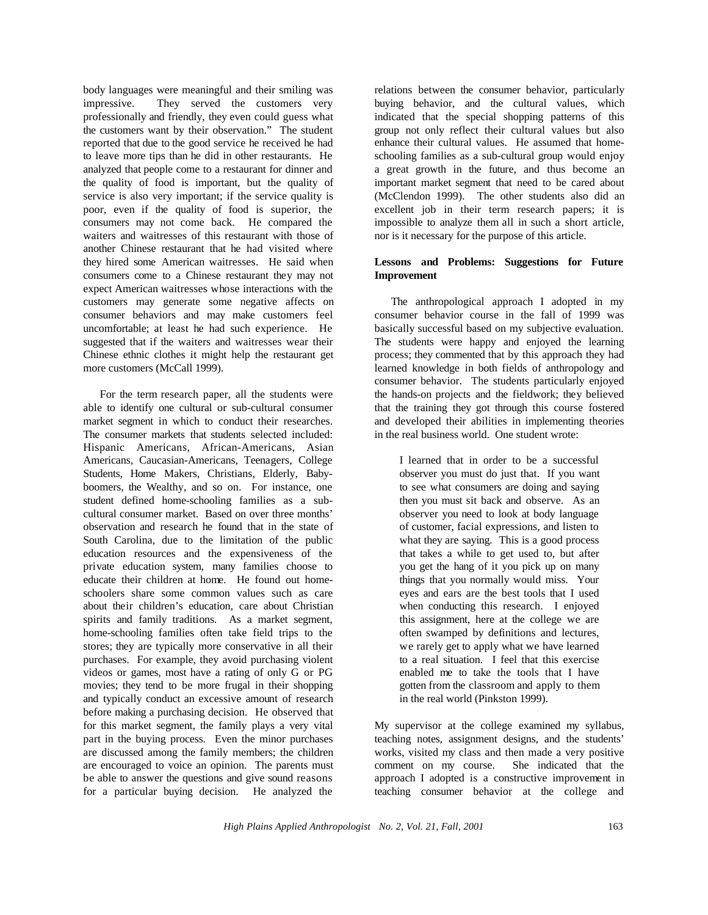body languages were meaningful and their smiling was impressive. They served the customers very professionally and friendly, they even could guess what the customers want by their observation." The student reported that due to the good service he received he had to leave more tips than he did in other restaurants. He analyzed that people come to a restaurant for dinner and the quality of food is important, but the quality of service is also very important; if the service quality is poor, even if the quality of food is superior, the consumers may not come back. He compared the waiters and waitresses of this restaurant with those of another Chinese restaurant that he had visited where they hired some American waitresses. He said when consumers come to a Chinese restaurant they may not expect American waitresses whose interactions with the customers may generate some negative affects on consumer behaviors and may make customers feel uncomfortable; at least he had such experience. He suggested that if the waiters and waitresses wear their Chinese ethnic clothes it might help the restaurant get more customers (McCall 1999).

For the term research paper, all the students were able to identify one cultural or sub-cultural consumer market segment in which to conduct their researches. The consumer markets that students selected included: Hispanic Americans, African-Americans, Asian Americans, Caucasian-Americans, Teenagers, College Students, Home Makers, Christians, Elderly, Baby-boomers, the Wealthy, and so on. For instance, one student defined home-schooling families as a sub-cultural consumer market. Based on over three months' observation and research he found that in the state of South Carolina, due to the limitation of the public education resources and the expensiveness of the private education system, many families choose to educate their children at home. He found out home-schoolers share some common values such as care about their children's education, care about Christian spirits and family traditions. As a market segment, home-schooling families often take field trips to the stores; they are typically more conservative in all their purchases. For example, they avoid purchasing violent videos or games, most have a rating of only G or PG movies; they tend to be more frugal in their shopping and typically conduct an excessive amount of research before making a purchasing decision. He observed that for this market segment, the family plays a very vital part in the buying process. Even the minor purchases are discussed among the family members; the children are encouraged to voice an opinion. The parents must be able to answer the questions and give sound reasons for a particular buying decision. He analyzed the relations between the consumer behavior, particularly buying behavior, and the cultural values, which indicated that the special shopping patterns of this group not only reflect their cultural values but also enhance their cultural values. He assumed that home-schooling families as a sub-cultural group would enjoy a great growth in the future, and thus become an important market segment that need to be cared about (McClendon 1999). The other students also did an excellent job in their term research papers; it is impossible to analyze them all in such a short article, nor is it necessary for the purpose of this article.

**Lessons and Problems: Suggestions for Future Improvement**

The anthropological approach I adopted in my consumer behavior course in the fall of 1999 was basically successful based on my subjective evaluation. The students were happy and enjoyed the learning process; they commented that by this approach they had learned knowledge in both fields of anthropology and consumer behavior. The students particularly enjoyed the hands-on projects and the fieldwork; they believed that the training they got through this course fostered and developed their abilities in implementing theories in the real business world. One student wrote:

> I learned that in order to be a successful observer you must do just that. If you want to see what consumers are doing and saying then you must sit back and observe. As an observer you need to look at body language of customer, facial expressions, and listen to what they are saying. This is a good process that takes a while to get used to, but after you get the hang of it you pick up on many things that you normally would miss. Your eyes and ears are the best tools that I used when conducting this research. I enjoyed this assignment, here at the college we are often swamped by definitions and lectures, we rarely get to apply what we have learned to a real situation. I feel that this exercise enabled me to take the tools that I have gotten from the classroom and apply to them in the real world (Pinkston 1999).

My supervisor at the college examined my syllabus, teaching notes, assignment designs, and the students' works, visited my class and then made a very positive comment on my course. She indicated that the approach I adopted is a constructive improvement in teaching consumer behavior at the college and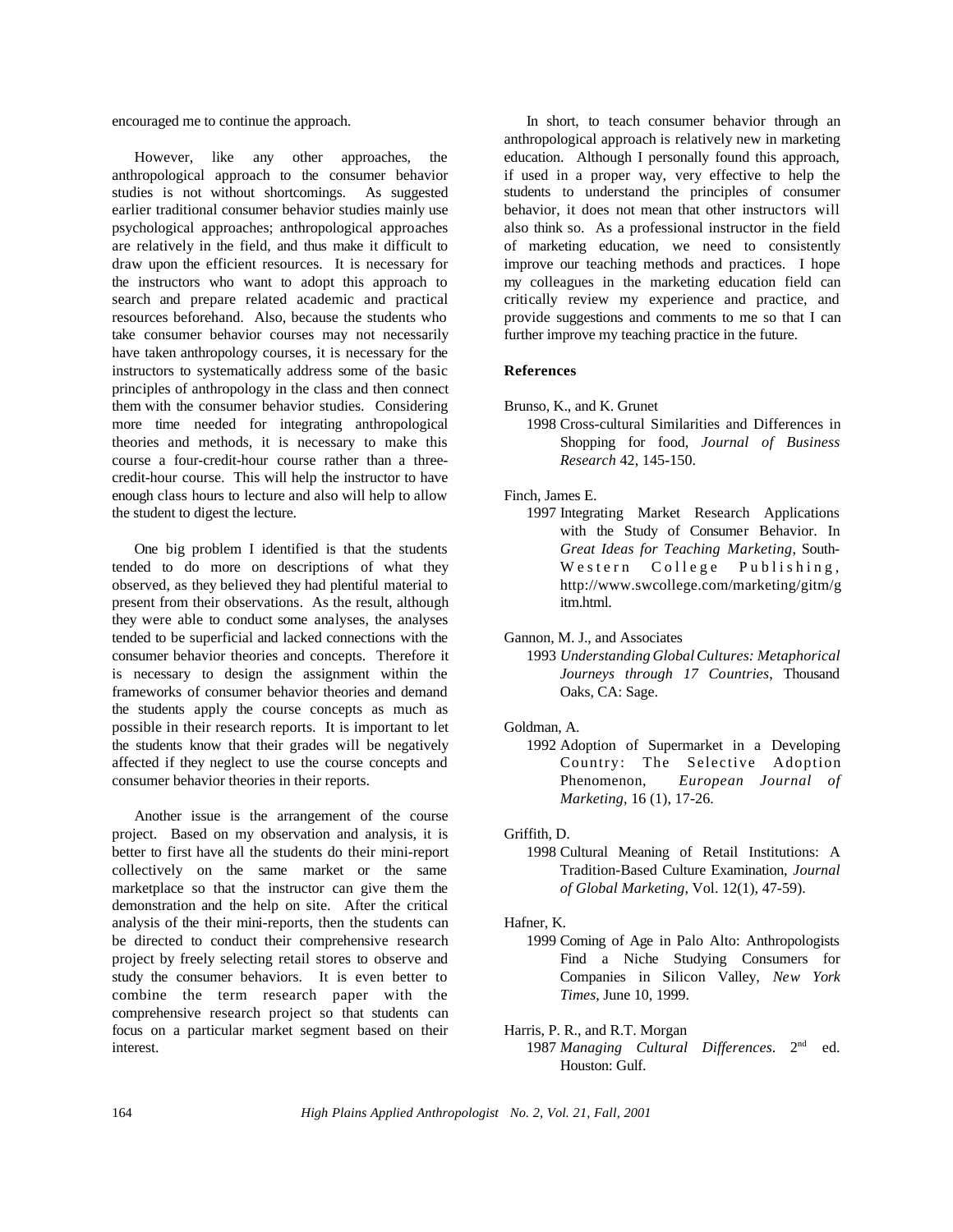encouraged me to continue the approach.

However, like any other approaches, the anthropological approach to the consumer behavior studies is not without shortcomings. As suggested earlier traditional consumer behavior studies mainly use psychological approaches; anthropological approaches are relatively in the field, and thus make it difficult to draw upon the efficient resources. It is necessary for the instructors who want to adopt this approach to search and prepare related academic and practical resources beforehand. Also, because the students who take consumer behavior courses may not necessarily have taken anthropology courses, it is necessary for the instructors to systematically address some of the basic principles of anthropology in the class and then connect them with the consumer behavior studies. Considering more time needed for integrating anthropological theories and methods, it is necessary to make this course a four-credit-hour course rather than a three-credit-hour course. This will help the instructor to have enough class hours to lecture and also will help to allow the student to digest the lecture.

One big problem I identified is that the students tended to do more on descriptions of what they observed, as they believed they had plentiful material to present from their observations. As the result, although they were able to conduct some analyses, the analyses tended to be superficial and lacked connections with the consumer behavior theories and concepts. Therefore it is necessary to design the assignment within the frameworks of consumer behavior theories and demand the students apply the course concepts as much as possible in their research reports. It is important to let the students know that their grades will be negatively affected if they neglect to use the course concepts and consumer behavior theories in their reports.

Another issue is the arrangement of the course project. Based on my observation and analysis, it is better to first have all the students do their mini-report collectively on the same market or the same marketplace so that the instructor can give them the demonstration and the help on site. After the critical analysis of the their mini-reports, then the students can be directed to conduct their comprehensive research project by freely selecting retail stores to observe and study the consumer behaviors. It is even better to combine the term research paper with the comprehensive research project so that students can focus on a particular market segment based on their interest.

In short, to teach consumer behavior through an anthropological approach is relatively new in marketing education. Although I personally found this approach, if used in a proper way, very effective to help the students to understand the principles of consumer behavior, it does not mean that other instructors will also think so. As a professional instructor in the field of marketing education, we need to consistently improve our teaching methods and practices. I hope my colleagues in the marketing education field can critically review my experience and practice, and provide suggestions and comments to me so that I can further improve my teaching practice in the future.

## References

Brunso, K., and K. Grunet
1998 Cross-cultural Similarities and Differences in Shopping for food, *Journal of Business Research* 42, 145-150.

Finch, James E.
1997 Integrating Market Research Applications with the Study of Consumer Behavior. In *Great Ideas for Teaching Marketing*, South-Western College Publishing, http://www.swcollege.com/marketing/gitm/gitm.html.

Gannon, M. J., and Associates
1993 *Understanding Global Cultures: Metaphorical Journeys through 17 Countries*, Thousand Oaks, CA: Sage.

Goldman, A.
1992 Adoption of Supermarket in a Developing Country: The Selective Adoption Phenomenon, *European Journal of Marketing*, 16 (1), 17-26.

Griffith, D.
1998 Cultural Meaning of Retail Institutions: A Tradition-Based Culture Examination, *Journal of Global Marketing*, Vol. 12(1), 47-59).

Hafner, K.
1999 Coming of Age in Palo Alto: Anthropologists Find a Niche Studying Consumers for Companies in Silicon Valley, *New York Times*, June 10, 1999.

Harris, P. R., and R.T. Morgan
1987 *Managing Cultural Differences*. 2nd ed. Houston: Gulf.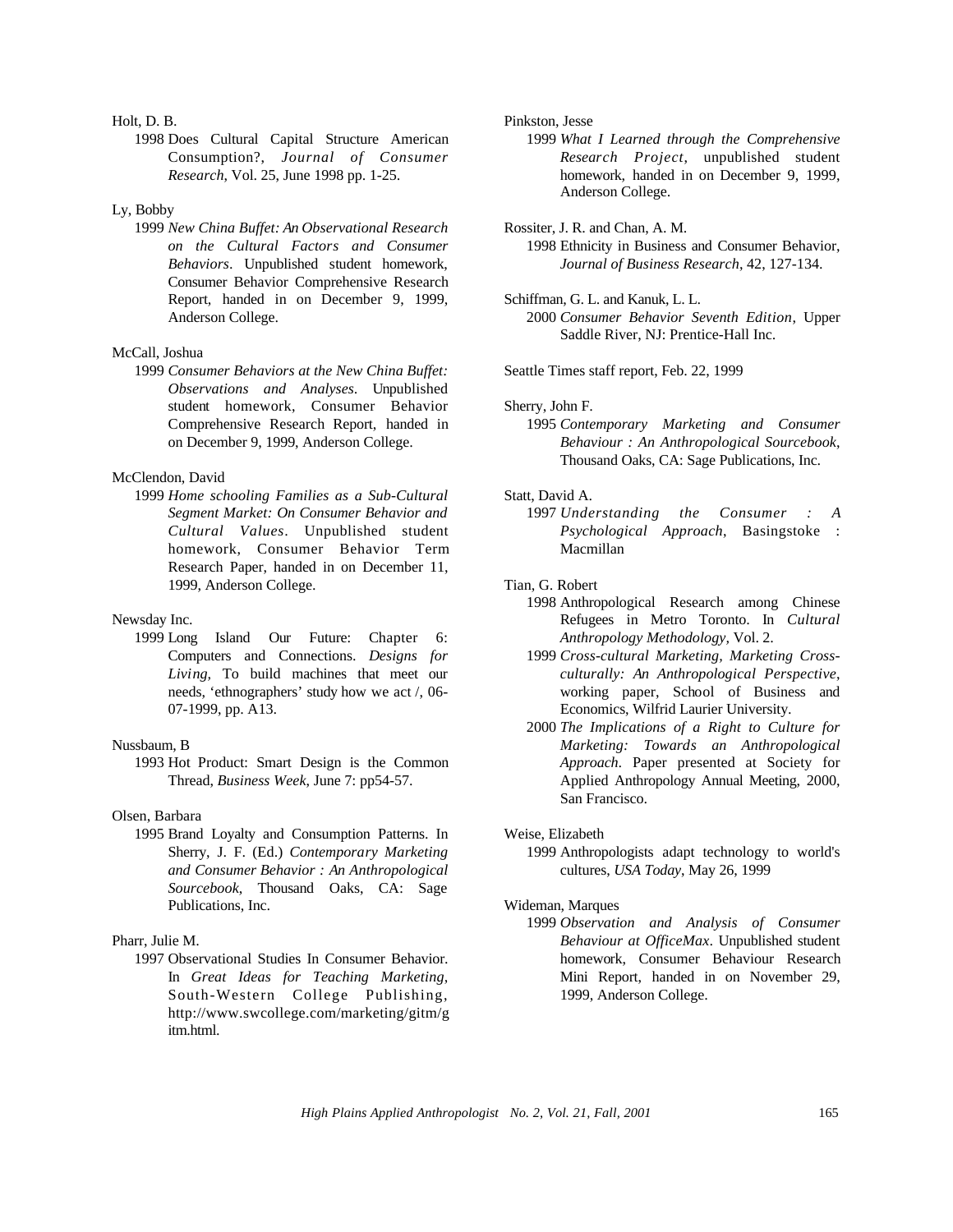Holt, D. B.

1998 Does Cultural Capital Structure American Consumption?, *Journal of Consumer Research*, Vol. 25, June 1998 pp. 1-25.

Ly, Bobby

1999 *New China Buffet: An Observational Research on the Cultural Factors and Consumer Behaviors*. Unpublished student homework, Consumer Behavior Comprehensive Research Report, handed in on December 9, 1999, Anderson College.

McCall, Joshua

1999 *Consumer Behaviors at the New China Buffet: Observations and Analyses*. Unpublished student homework, Consumer Behavior Comprehensive Research Report, handed in on December 9, 1999, Anderson College.

McClendon, David

1999 *Home schooling Families as a Sub-Cultural Segment Market: On Consumer Behavior and Cultural Values*. Unpublished student homework, Consumer Behavior Term Research Paper, handed in on December 11, 1999, Anderson College.

Newsday Inc.

1999 Long Island Our Future: Chapter 6: Computers and Connections. *Designs for Living*, To build machines that meet our needs, 'ethnographers' study how we act /, 06-07-1999, pp. A13.

Nussbaum, B

1993 Hot Product: Smart Design is the Common Thread, *Business Week*, June 7: pp54-57.

Olsen, Barbara

1995 Brand Loyalty and Consumption Patterns. In Sherry, J. F. (Ed.) *Contemporary Marketing and Consumer Behavior : An Anthropological Sourcebook*, Thousand Oaks, CA: Sage Publications, Inc.

Pharr, Julie M.

1997 Observational Studies In Consumer Behavior. In *Great Ideas for Teaching Marketing*, South-Western College Publishing, http://www.swcollege.com/marketing/gitm/gitm.html.

Pinkston, Jesse

1999 *What I Learned through the Comprehensive Research Project*, unpublished student homework, handed in on December 9, 1999, Anderson College.

Rossiter, J. R. and Chan, A. M.

1998 Ethnicity in Business and Consumer Behavior, *Journal of Business Research*, 42, 127-134.

Schiffman, G. L. and Kanuk, L. L.

2000 *Consumer Behavior Seventh Edition*, Upper Saddle River, NJ: Prentice-Hall Inc.

Seattle Times staff report, Feb. 22, 1999

Sherry, John F.

1995 *Contemporary Marketing and Consumer Behaviour : An Anthropological Sourcebook*, Thousand Oaks, CA: Sage Publications, Inc.

Statt, David A.

1997 *Understanding the Consumer : A Psychological Approach*, Basingstoke : Macmillan

Tian, G. Robert

1998 Anthropological Research among Chinese Refugees in Metro Toronto. In *Cultural Anthropology Methodology*, Vol. 2.

1999 *Cross-cultural Marketing, Marketing Cross-culturally: An Anthropological Perspective*, working paper, School of Business and Economics, Wilfrid Laurier University.

2000 *The Implications of a Right to Culture for Marketing: Towards an Anthropological Approach*. Paper presented at Society for Applied Anthropology Annual Meeting, 2000, San Francisco.

Weise, Elizabeth

1999 Anthropologists adapt technology to world's cultures, *USA Today*, May 26, 1999

Wideman, Marques

1999 *Observation and Analysis of Consumer Behaviour at OfficeMax*. Unpublished student homework, Consumer Behaviour Research Mini Report, handed in on November 29, 1999, Anderson College.